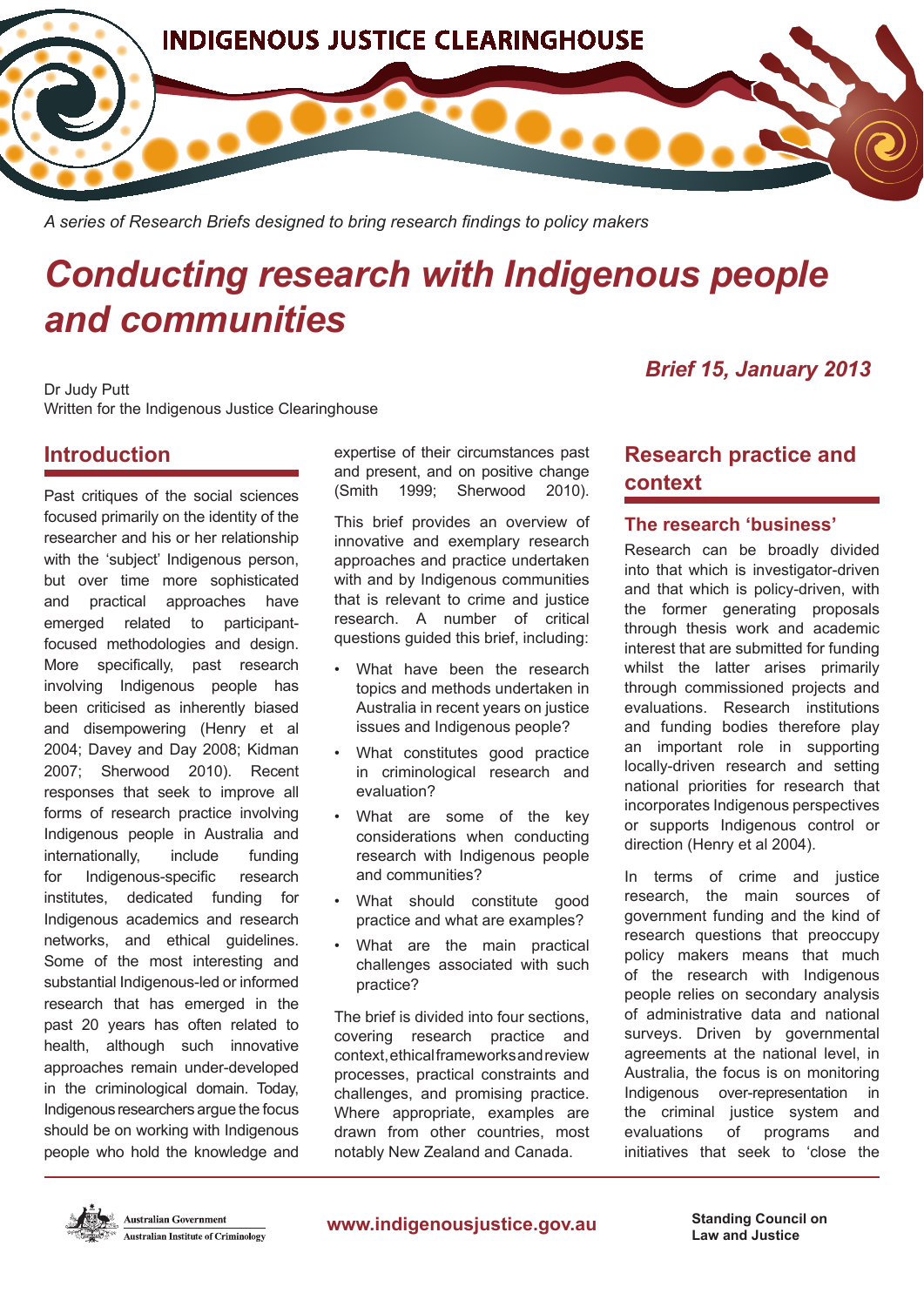INDIGENOUS JUSTICE CLEARINGHOUSE

*A series of Research Briefs designed to bring research findings to policy makers*

# Conducting research with Indigenous people and communities

***Brief 15, January 2013***

Dr Judy Putt
Written for the Indigenous Justice Clearinghouse

## Introduction

Past critiques of the social sciences focused primarily on the identity of the researcher and his or her relationship with the 'subject' Indigenous person, but over time more sophisticated and practical approaches have emerged related to participant-focused methodologies and design. More specifically, past research involving Indigenous people has been criticised as inherently biased and disempowering (Henry et al 2004; Davey and Day 2008; Kidman 2007; Sherwood 2010). Recent responses that seek to improve all forms of research practice involving Indigenous people in Australia and internationally, include funding for Indigenous-specific research institutes, dedicated funding for Indigenous academics and research networks, and ethical guidelines. Some of the most interesting and substantial Indigenous-led or informed research that has emerged in the past 20 years has often related to health, although such innovative approaches remain under-developed in the criminological domain. Today, Indigenous researchers argue the focus should be on working with Indigenous people who hold the knowledge and expertise of their circumstances past and present, and on positive change (Smith 1999; Sherwood 2010).

This brief provides an overview of innovative and exemplary research approaches and practice undertaken with and by Indigenous communities that is relevant to crime and justice research. A number of critical questions guided this brief, including:

- What have been the research topics and methods undertaken in Australia in recent years on justice issues and Indigenous people?
- What constitutes good practice in criminological research and evaluation?
- What are some of the key considerations when conducting research with Indigenous people and communities?
- What should constitute good practice and what are examples?
- What are the main practical challenges associated with such practice?

The brief is divided into four sections, covering research practice and context, ethical frameworks and review processes, practical constraints and challenges, and promising practice. Where appropriate, examples are drawn from other countries, most notably New Zealand and Canada.

## Research practice and context

### The research 'business'

Research can be broadly divided into that which is investigator-driven and that which is policy-driven, with the former generating proposals through thesis work and academic interest that are submitted for funding whilst the latter arises primarily through commissioned projects and evaluations. Research institutions and funding bodies therefore play an important role in supporting locally-driven research and setting national priorities for research that incorporates Indigenous perspectives or supports Indigenous control or direction (Henry et al 2004).

In terms of crime and justice research, the main sources of government funding and the kind of research questions that preoccupy policy makers means that much of the research with Indigenous people relies on secondary analysis of administrative data and national surveys. Driven by governmental agreements at the national level, in Australia, the focus is on monitoring Indigenous over-representation in the criminal justice system and evaluations of programs and initiatives that seek to 'close the

Australian Government
Australian Institute of Criminology

www.indigenousjustice.gov.au

Standing Council on Law and Justice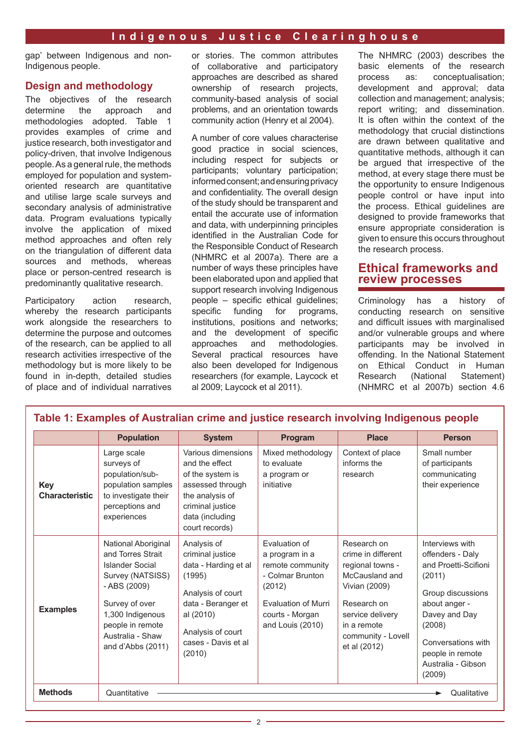gap' between Indigenous and non-Indigenous people.

## Design and methodology

The objectives of the research determine the approach and methodologies adopted. Table 1 provides examples of crime and justice research, both investigator and policy-driven, that involve Indigenous people. As a general rule, the methods employed for population and system-oriented research are quantitative and utilise large scale surveys and secondary analysis of administrative data. Program evaluations typically involve the application of mixed method approaches and often rely on the triangulation of different data sources and methods, whereas place or person-centred research is predominantly qualitative research.

Participatory action research, whereby the research participants work alongside the researchers to determine the purpose and outcomes of the research, can be applied to all research activities irrespective of the methodology but is more likely to be found in in-depth, detailed studies of place and of individual narratives or stories. The common attributes of collaborative and participatory approaches are described as shared ownership of research projects, community-based analysis of social problems, and an orientation towards community action (Henry et al 2004).

A number of core values characterise good practice in social sciences, including respect for subjects or participants; voluntary participation; informed consent; and ensuring privacy and confidentiality. The overall design of the study should be transparent and entail the accurate use of information and data, with underpinning principles identified in the Australian Code for the Responsible Conduct of Research (NHMRC et al 2007a). There are a number of ways these principles have been elaborated upon and applied that support research involving Indigenous people – specific ethical guidelines; specific funding for programs, institutions, positions and networks; and the development of specific approaches and methodologies. Several practical resources have also been developed for Indigenous researchers (for example, Laycock et al 2009; Laycock et al 2011).

The NHMRC (2003) describes the basic elements of the research process as: conceptualisation; development and approval; data collection and management; analysis; report writing; and dissemination. It is often within the context of the methodology that crucial distinctions are drawn between qualitative and quantitative methods, although it can be argued that irrespective of the method, at every stage there must be the opportunity to ensure Indigenous people control or have input into the process. Ethical guidelines are designed to provide frameworks that ensure appropriate consideration is given to ensure this occurs throughout the research process.

## Ethical frameworks and review processes

Criminology has a history of conducting research on sensitive and difficult issues with marginalised and/or vulnerable groups and where participants may be involved in offending. In the National Statement on Ethical Conduct in Human Research (National Statement) (NHMRC et al 2007b) section 4.6

**Table 1: Examples of Australian crime and justice research involving Indigenous people**

| | Population | System | Program | Place | Person |
|---|---|---|---|---|---|
| **Key Characteristic** | Large scale surveys of population/sub-population samples to investigate their perceptions and experiences | Various dimensions and the effect of the system is assessed through the analysis of criminal justice data (including court records) | Mixed methodology to evaluate a program or initiative | Context of place informs the research | Small number of participants communicating their experience |
| **Examples** | National Aboriginal and Torres Strait Islander Social Survey (NATSISS) - ABS (2009)<br><br>Survey of over 1,300 Indigenous people in remote Australia - Shaw and d'Abbs (2011) | Analysis of criminal justice data - Harding et al (1995)<br><br>Analysis of court data - Beranger et al (2010)<br><br>Analysis of court cases - Davis et al (2010) | Evaluation of a program in a remote community - Colmar Brunton (2012)<br><br>Evaluation of Murri courts - Morgan and Louis (2010) | Research on crime in different regional towns - McCausland and Vivian (2009)<br><br>Research on service delivery in a remote community - Lovell et al (2012) | Interviews with offenders - Daly and Proetti-Scifoni (2011)<br><br>Group discussions about anger - Davey and Day (2008)<br><br>Conversations with people in remote Australia - Gibson (2009) |
| **Methods** | Quantitative ⟶ Qualitative | | | | |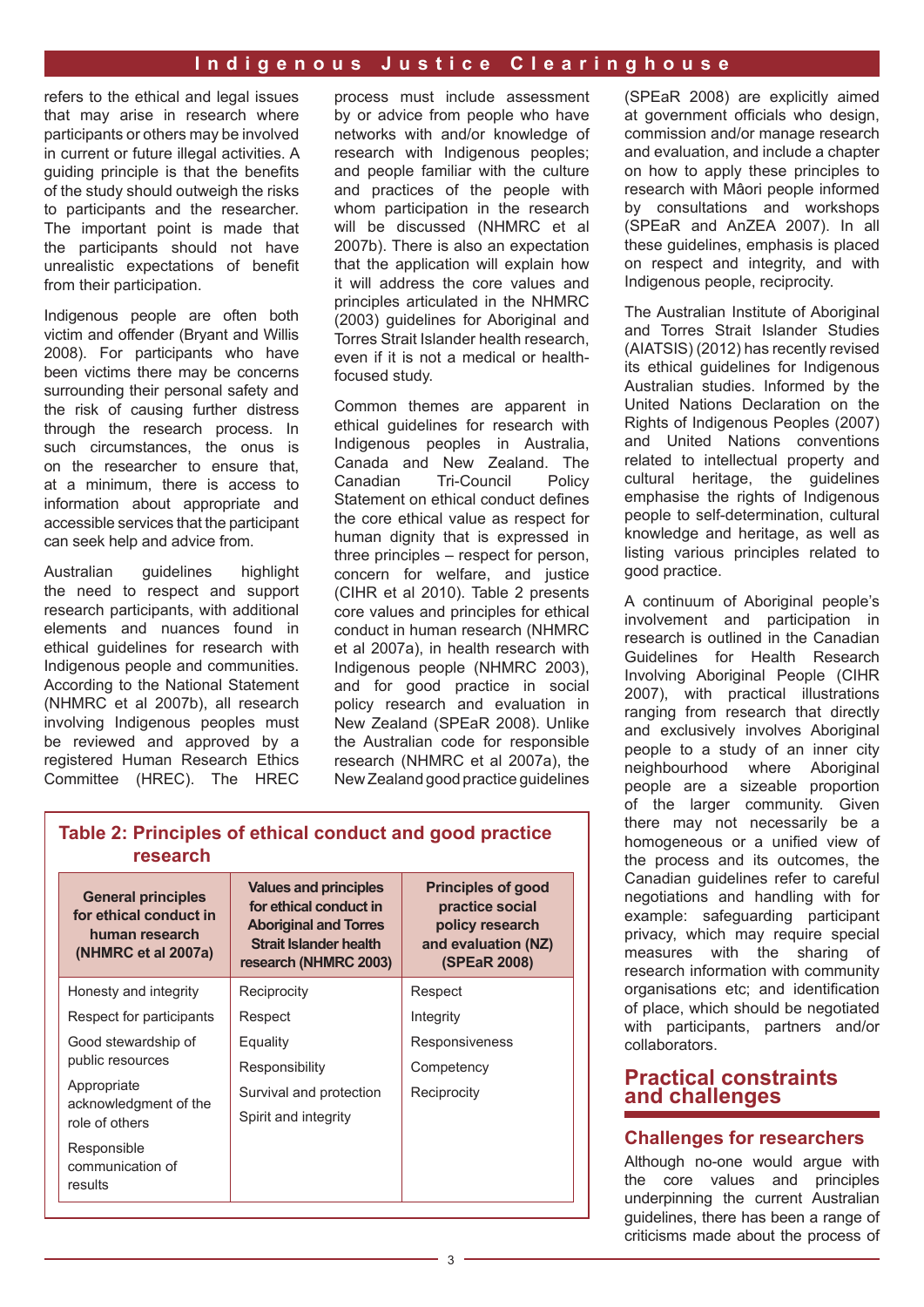refers to the ethical and legal issues that may arise in research where participants or others may be involved in current or future illegal activities. A guiding principle is that the benefits of the study should outweigh the risks to participants and the researcher. The important point is made that the participants should not have unrealistic expectations of benefit from their participation.

Indigenous people are often both victim and offender (Bryant and Willis 2008). For participants who have been victims there may be concerns surrounding their personal safety and the risk of causing further distress through the research process. In such circumstances, the onus is on the researcher to ensure that, at a minimum, there is access to information about appropriate and accessible services that the participant can seek help and advice from.

Australian guidelines highlight the need to respect and support research participants, with additional elements and nuances found in ethical guidelines for research with Indigenous people and communities. According to the National Statement (NHMRC et al 2007b), all research involving Indigenous peoples must be reviewed and approved by a registered Human Research Ethics Committee (HREC). The HREC process must include assessment by or advice from people who have networks with and/or knowledge of research with Indigenous peoples; and people familiar with the culture and practices of the people with whom participation in the research will be discussed (NHMRC et al 2007b). There is also an expectation that the application will explain how it will address the core values and principles articulated in the NHMRC (2003) guidelines for Aboriginal and Torres Strait Islander health research, even if it is not a medical or health-focused study.

Common themes are apparent in ethical guidelines for research with Indigenous peoples in Australia, Canada and New Zealand. The Canadian Tri-Council Policy Statement on ethical conduct defines the core ethical value as respect for human dignity that is expressed in three principles – respect for person, concern for welfare, and justice (CIHR et al 2010). Table 2 presents core values and principles for ethical conduct in human research (NHMRC et al 2007a), in health research with Indigenous people (NHMRC 2003), and for good practice in social policy research and evaluation in New Zealand (SPEaR 2008). Unlike the Australian code for responsible research (NHMRC et al 2007a), the New Zealand good practice guidelines (SPEaR 2008) are explicitly aimed at government officials who design, commission and/or manage research and evaluation, and include a chapter on how to apply these principles to research with Māori people informed by consultations and workshops (SPEaR and AnZEA 2007). In all these guidelines, emphasis is placed on respect and integrity, and with Indigenous people, reciprocity.

**Table 2: Principles of ethical conduct and good practice research**

| General principles for ethical conduct in human research (NHMRC et al 2007a) | Values and principles for ethical conduct in Aboriginal and Torres Strait Islander health research (NHMRC 2003) | Principles of good practice social policy research and evaluation (NZ) (SPEaR 2008) |
|---|---|---|
| Honesty and integrity | Reciprocity | Respect |
| Respect for participants | Respect | Integrity |
| Good stewardship of public resources | Equality | Responsiveness |
| Appropriate acknowledgment of the role of others | Responsibility | Competency |
| Responsible communication of results | Survival and protection | Reciprocity |
| | Spirit and integrity | |

The Australian Institute of Aboriginal and Torres Strait Islander Studies (AIATSIS) (2012) has recently revised its ethical guidelines for Indigenous Australian studies. Informed by the United Nations Declaration on the Rights of Indigenous Peoples (2007) and United Nations conventions related to intellectual property and cultural heritage, the guidelines emphasise the rights of Indigenous people to self-determination, cultural knowledge and heritage, as well as listing various principles related to good practice.

A continuum of Aboriginal people's involvement and participation in research is outlined in the Canadian Guidelines for Health Research Involving Aboriginal People (CIHR 2007), with practical illustrations ranging from research that directly and exclusively involves Aboriginal people to a study of an inner city neighbourhood where Aboriginal people are a sizeable proportion of the larger community. Given there may not necessarily be a homogeneous or a unified view of the process and its outcomes, the Canadian guidelines refer to careful negotiations and handling with for example: safeguarding participant privacy, which may require special measures with the sharing of research information with community organisations etc; and identification of place, which should be negotiated with participants, partners and/or collaborators.

## Practical constraints and challenges

### Challenges for researchers

Although no-one would argue with the core values and principles underpinning the current Australian guidelines, there has been a range of criticisms made about the process of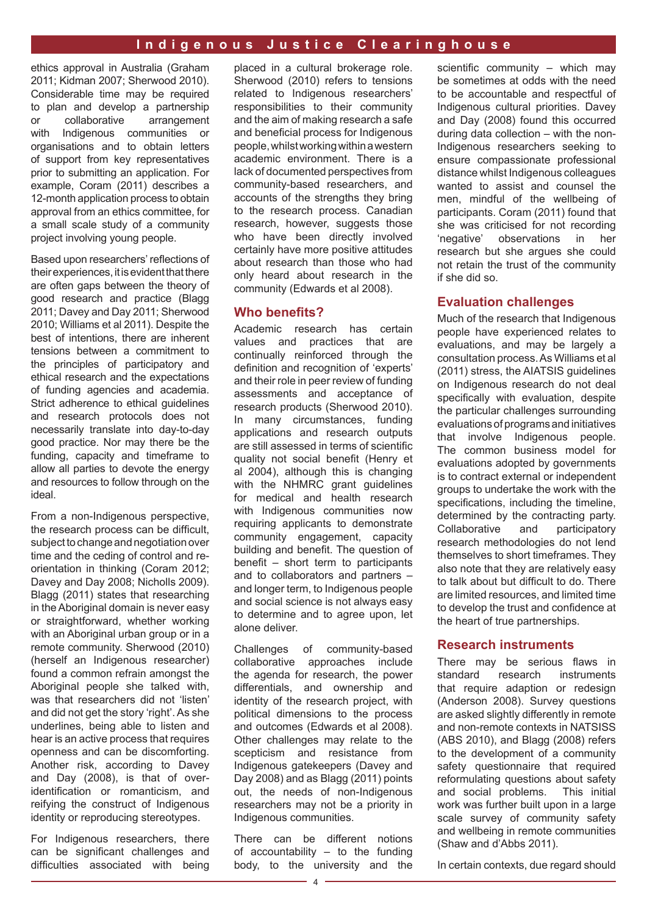ethics approval in Australia (Graham 2011; Kidman 2007; Sherwood 2010). Considerable time may be required to plan and develop a partnership or collaborative arrangement with Indigenous communities or organisations and to obtain letters of support from key representatives prior to submitting an application. For example, Coram (2011) describes a 12-month application process to obtain approval from an ethics committee, for a small scale study of a community project involving young people.

Based upon researchers' reflections of their experiences, it is evident that there are often gaps between the theory of good research and practice (Blagg 2011; Davey and Day 2011; Sherwood 2010; Williams et al 2011). Despite the best of intentions, there are inherent tensions between a commitment to the principles of participatory and ethical research and the expectations of funding agencies and academia. Strict adherence to ethical guidelines and research protocols does not necessarily translate into day-to-day good practice. Nor may there be the funding, capacity and timeframe to allow all parties to devote the energy and resources to follow through on the ideal.

From a non-Indigenous perspective, the research process can be difficult, subject to change and negotiation over time and the ceding of control and re-orientation in thinking (Coram 2012; Davey and Day 2008; Nicholls 2009). Blagg (2011) states that researching in the Aboriginal domain is never easy or straightforward, whether working with an Aboriginal urban group or in a remote community. Sherwood (2010) (herself an Indigenous researcher) found a common refrain amongst the Aboriginal people she talked with, was that researchers did not 'listen' and did not get the story 'right'. As she underlines, being able to listen and hear is an active process that requires openness and can be discomforting. Another risk, according to Davey and Day (2008), is that of over-identification or romanticism, and reifying the construct of Indigenous identity or reproducing stereotypes.

For Indigenous researchers, there can be significant challenges and difficulties associated with being placed in a cultural brokerage role. Sherwood (2010) refers to tensions related to Indigenous researchers' responsibilities to their community and the aim of making research a safe and beneficial process for Indigenous people, whilst working within a western academic environment. There is a lack of documented perspectives from community-based researchers, and accounts of the strengths they bring to the research process. Canadian research, however, suggests those who have been directly involved certainly have more positive attitudes about research than those who had only heard about research in the community (Edwards et al 2008).

## Who benefits?

Academic research has certain values and practices that are continually reinforced through the definition and recognition of 'experts' and their role in peer review of funding assessments and acceptance of research products (Sherwood 2010). In many circumstances, funding applications and research outputs are still assessed in terms of scientific quality not social benefit (Henry et al 2004), although this is changing with the NHMRC grant guidelines for medical and health research with Indigenous communities now requiring applicants to demonstrate community engagement, capacity building and benefit. The question of benefit – short term to participants and to collaborators and partners – and longer term, to Indigenous people and social science is not always easy to determine and to agree upon, let alone deliver.

Challenges of community-based collaborative approaches include the agenda for research, the power differentials, and ownership and identity of the research project, with political dimensions to the process and outcomes (Edwards et al 2008). Other challenges may relate to the scepticism and resistance from Indigenous gatekeepers (Davey and Day 2008) and as Blagg (2011) points out, the needs of non-Indigenous researchers may not be a priority in Indigenous communities.

There can be different notions of accountability – to the funding body, to the university and the scientific community – which may be sometimes at odds with the need to be accountable and respectful of Indigenous cultural priorities. Davey and Day (2008) found this occurred during data collection – with the non-Indigenous researchers seeking to ensure compassionate professional distance whilst Indigenous colleagues wanted to assist and counsel the men, mindful of the wellbeing of participants. Coram (2011) found that she was criticised for not recording 'negative' observations in her research but she argues she could not retain the trust of the community if she did so.

## Evaluation challenges

Much of the research that Indigenous people have experienced relates to evaluations, and may be largely a consultation process. As Williams et al (2011) stress, the AIATSIS guidelines on Indigenous research do not deal specifically with evaluation, despite the particular challenges surrounding evaluations of programs and initiatives that involve Indigenous people. The common business model for evaluations adopted by governments is to contract external or independent groups to undertake the work with the specifications, including the timeline, determined by the contracting party. Collaborative and participatory research methodologies do not lend themselves to short timeframes. They also note that they are relatively easy to talk about but difficult to do. There are limited resources, and limited time to develop the trust and confidence at the heart of true partnerships.

## Research instruments

There may be serious flaws in standard research instruments that require adaption or redesign (Anderson 2008). Survey questions are asked slightly differently in remote and non-remote contexts in NATSISS (ABS 2010), and Blagg (2008) refers to the development of a community safety questionnaire that required reformulating questions about safety and social problems. This initial work was further built upon in a large scale survey of community safety and wellbeing in remote communities (Shaw and d'Abbs 2011).

In certain contexts, due regard should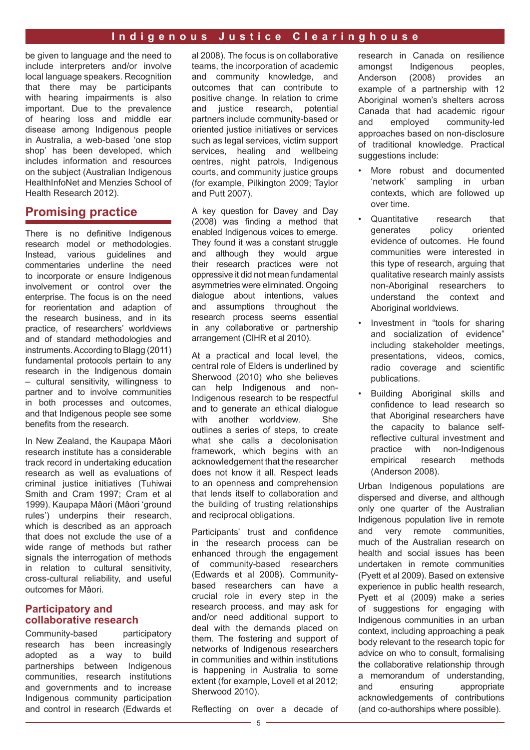be given to language and the need to include interpreters and/or involve local language speakers. Recognition that there may be participants with hearing impairments is also important. Due to the prevalence of hearing loss and middle ear disease among Indigenous people in Australia, a web-based 'one stop shop' has been developed, which includes information and resources on the subject (Australian Indigenous HealthInfoNet and Menzies School of Health Research 2012).

## Promising practice

There is no definitive Indigenous research model or methodologies. Instead, various guidelines and commentaries underline the need to incorporate or ensure Indigenous involvement or control over the enterprise. The focus is on the need for reorientation and adaption of the research business, and in its practice, of researchers' worldviews and of standard methodologies and instruments. According to Blagg (2011) fundamental protocols pertain to any research in the Indigenous domain – cultural sensitivity, willingness to partner and to involve communities in both processes and outcomes, and that Indigenous people see some benefits from the research.

In New Zealand, the Kaupapa Mâori research institute has a considerable track record in undertaking education research as well as evaluations of criminal justice initiatives (Tuhiwai Smith and Cram 1997; Cram et al 1999). Kaupapa Mâori (Mâori 'ground rules') underpins their research, which is described as an approach that does not exclude the use of a wide range of methods but rather signals the interrogation of methods in relation to cultural sensitivity, cross-cultural reliability, and useful outcomes for Mâori.

### Participatory and collaborative research

Community-based participatory research has been increasingly adopted as a way to build partnerships between Indigenous communities, research institutions and governments and to increase Indigenous community participation and control in research (Edwards et al 2008). The focus is on collaborative teams, the incorporation of academic and community knowledge, and outcomes that can contribute to positive change. In relation to crime and justice research, potential partners include community-based or oriented justice initiatives or services such as legal services, victim support services, healing and wellbeing centres, night patrols, Indigenous courts, and community justice groups (for example, Pilkington 2009; Taylor and Putt 2007).

A key question for Davey and Day (2008) was finding a method that enabled Indigenous voices to emerge. They found it was a constant struggle and although they would argue their research practices were not oppressive it did not mean fundamental asymmetries were eliminated. Ongoing dialogue about intentions, values and assumptions throughout the research process seems essential in any collaborative or partnership arrangement (CIHR et al 2010).

At a practical and local level, the central role of Elders is underlined by Sherwood (2010) who she believes can help Indigenous and non-Indigenous research to be respectful and to generate an ethical dialogue with another worldview. She outlines a series of steps, to create what she calls a decolonisation framework, which begins with an acknowledgement that the researcher does not know it all. Respect leads to an openness and comprehension that lends itself to collaboration and the building of trusting relationships and reciprocal obligations.

Participants' trust and confidence in the research process can be enhanced through the engagement of community-based researchers (Edwards et al 2008). Community-based researchers can have a crucial role in every step in the research process, and may ask for and/or need additional support to deal with the demands placed on them. The fostering and support of networks of Indigenous researchers in communities and within institutions is happening in Australia to some extent (for example, Lovell et al 2012; Sherwood 2010).

Reflecting on over a decade of research in Canada on resilience amongst Indigenous peoples, Anderson (2008) provides an example of a partnership with 12 Aboriginal women's shelters across Canada that had academic rigour and employed community-led approaches based on non-disclosure of traditional knowledge. Practical suggestions include:

- More robust and documented 'network' sampling in urban contexts, which are followed up over time.
- Quantitative research that generates policy oriented evidence of outcomes. He found communities were interested in this type of research, arguing that qualitative research mainly assists non-Aboriginal researchers to understand the context and Aboriginal worldviews.
- Investment in "tools for sharing and socialization of evidence" including stakeholder meetings, presentations, videos, comics, radio coverage and scientific publications.
- Building Aboriginal skills and confidence to lead research so that Aboriginal researchers have the capacity to balance self-reflective cultural investment and practice with non-Indigenous empirical research methods (Anderson 2008).

Urban Indigenous populations are dispersed and diverse, and although only one quarter of the Australian Indigenous population live in remote and very remote communities, much of the Australian research on health and social issues has been undertaken in remote communities (Pyett et al 2009). Based on extensive experience in public health research, Pyett et al (2009) make a series of suggestions for engaging with Indigenous communities in an urban context, including approaching a peak body relevant to the research topic for advice on who to consult, formalising the collaborative relationship through a memorandum of understanding, and ensuring appropriate acknowledgements of contributions (and co-authorships where possible).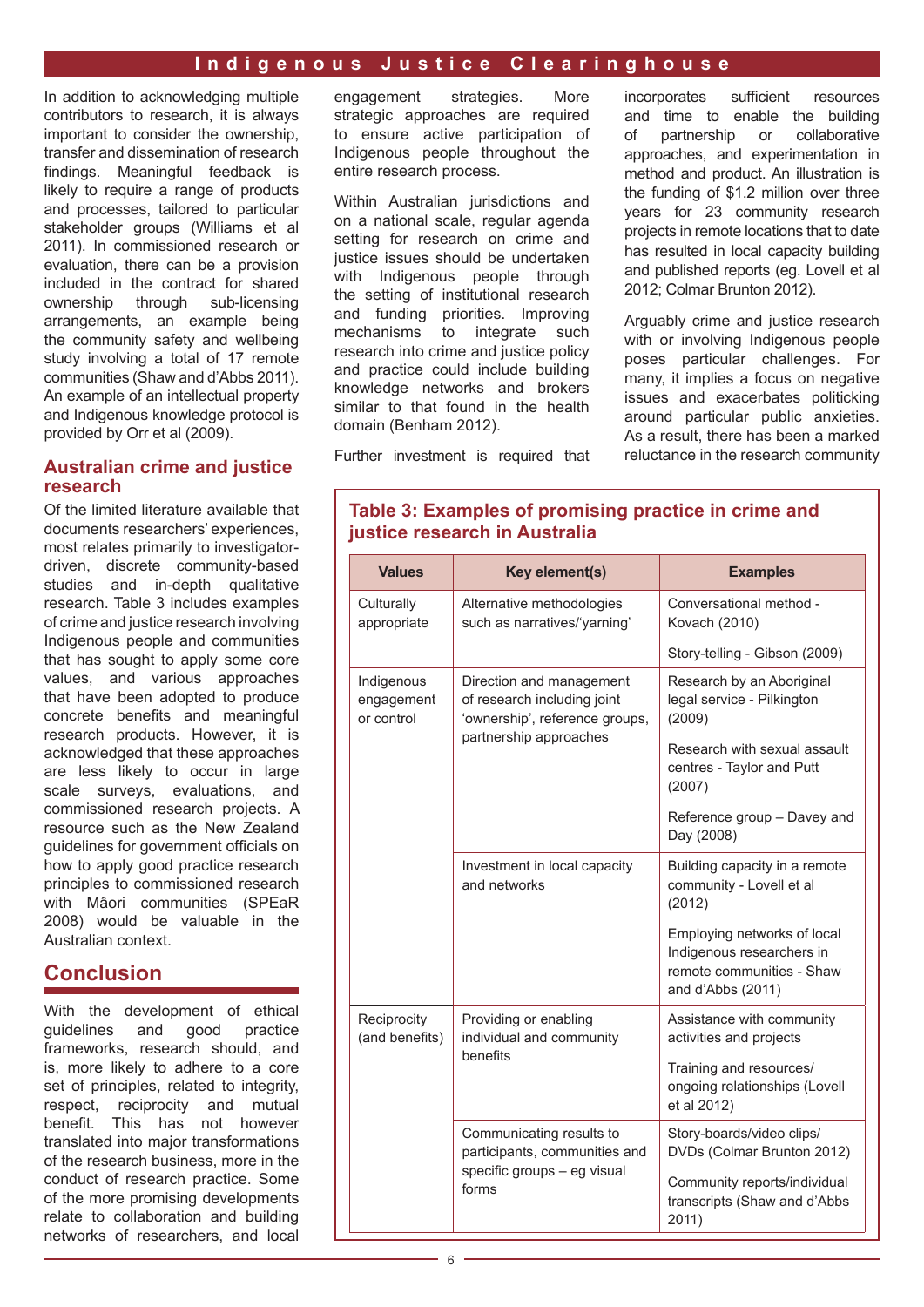In addition to acknowledging multiple contributors to research, it is always important to consider the ownership, transfer and dissemination of research findings. Meaningful feedback is likely to require a range of products and processes, tailored to particular stakeholder groups (Williams et al 2011). In commissioned research or evaluation, there can be a provision included in the contract for shared ownership through sub-licensing arrangements, an example being the community safety and wellbeing study involving a total of 17 remote communities (Shaw and d'Abbs 2011). An example of an intellectual property and Indigenous knowledge protocol is provided by Orr et al (2009).

## Australian crime and justice research

Of the limited literature available that documents researchers' experiences, most relates primarily to investigator-driven, discrete community-based studies and in-depth qualitative research. Table 3 includes examples of crime and justice research involving Indigenous people and communities that has sought to apply some core values, and various approaches that have been adopted to produce concrete benefits and meaningful research products. However, it is acknowledged that these approaches are less likely to occur in large scale surveys, evaluations, and commissioned research projects. A resource such as the New Zealand guidelines for government officials on how to apply good practice research principles to commissioned research with Mâori communities (SPEaR 2008) would be valuable in the Australian context.

## Conclusion

With the development of ethical guidelines and good practice frameworks, research should, and is, more likely to adhere to a core set of principles, related to integrity, respect, reciprocity and mutual benefit. This has not however translated into major transformations of the research business, more in the conduct of research practice. Some of the more promising developments relate to collaboration and building networks of researchers, and local engagement strategies. More strategic approaches are required to ensure active participation of Indigenous people throughout the entire research process.

Within Australian jurisdictions and on a national scale, regular agenda setting for research on crime and justice issues should be undertaken with Indigenous people through the setting of institutional research and funding priorities. Improving mechanisms to integrate such research into crime and justice policy and practice could include building knowledge networks and brokers similar to that found in the health domain (Benham 2012).

Further investment is required that incorporates sufficient resources and time to enable the building of partnership or collaborative approaches, and experimentation in method and product. An illustration is the funding of $1.2 million over three years for 23 community research projects in remote locations that to date has resulted in local capacity building and published reports (eg. Lovell et al 2012; Colmar Brunton 2012).

Arguably crime and justice research with or involving Indigenous people poses particular challenges. For many, it implies a focus on negative issues and exacerbates politicking around particular public anxieties. As a result, there has been a marked reluctance in the research community

### Table 3: Examples of promising practice in crime and justice research in Australia

| Values | Key element(s) | Examples |
|---|---|---|
| Culturally appropriate | Alternative methodologies such as narratives/'yarning' | Conversational method - Kovach (2010) |
| | | Story-telling - Gibson (2009) |
| Indigenous engagement or control | Direction and management of research including joint 'ownership', reference groups, partnership approaches | Research by an Aboriginal legal service - Pilkington (2009) |
| | | Research with sexual assault centres - Taylor and Putt (2007) |
| | | Reference group – Davey and Day (2008) |
| | Investment in local capacity and networks | Building capacity in a remote community - Lovell et al (2012) |
| | | Employing networks of local Indigenous researchers in remote communities - Shaw and d'Abbs (2011) |
| Reciprocity (and benefits) | Providing or enabling individual and community benefits | Assistance with community activities and projects |
| | | Training and resources/ ongoing relationships (Lovell et al 2012) |
| | Communicating results to participants, communities and specific groups – eg visual forms | Story-boards/video clips/ DVDs (Colmar Brunton 2012) |
| | | Community reports/individual transcripts (Shaw and d'Abbs 2011) |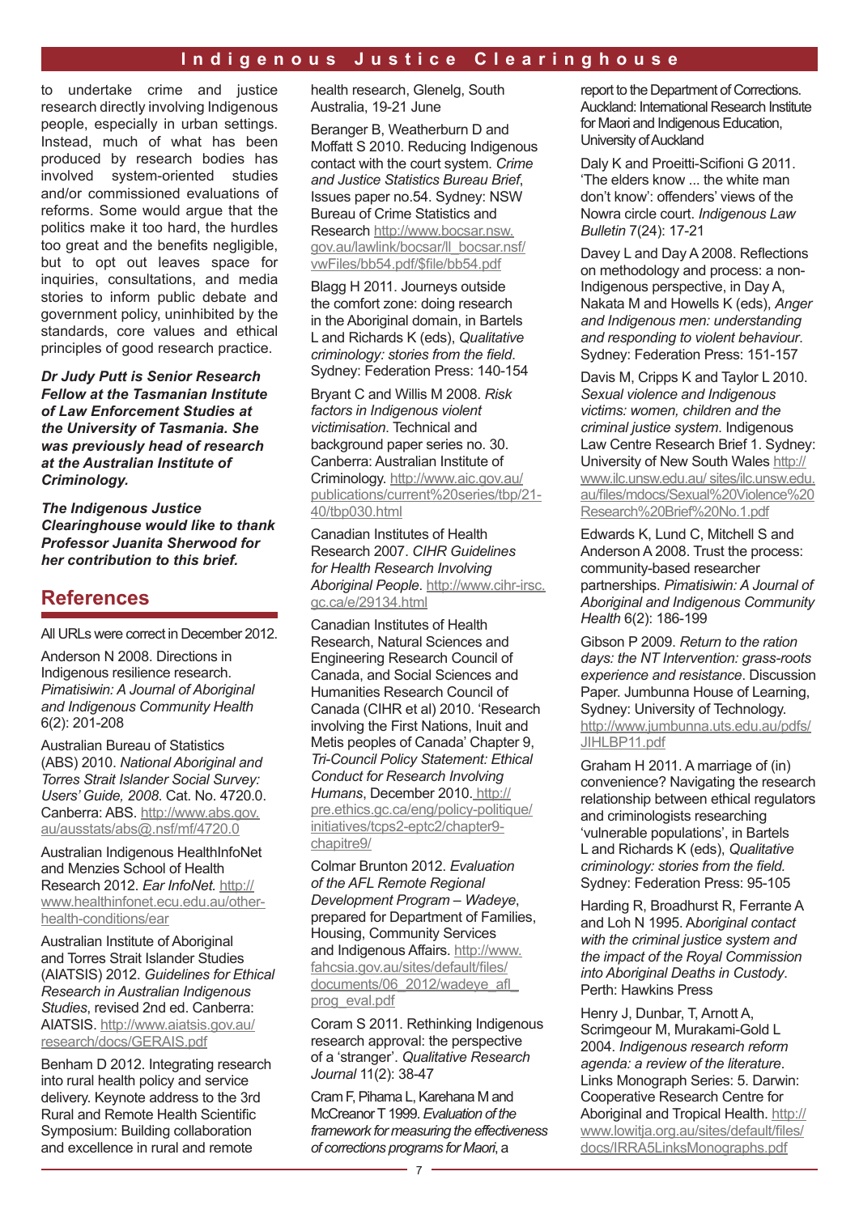to undertake crime and justice research directly involving Indigenous people, especially in urban settings. Instead, much of what has been produced by research bodies has involved system-oriented studies and/or commissioned evaluations of reforms. Some would argue that the politics make it too hard, the hurdles too great and the benefits negligible, but to opt out leaves space for inquiries, consultations, and media stories to inform public debate and government policy, uninhibited by the standards, core values and ethical principles of good research practice.

***Dr Judy Putt is Senior Research Fellow at the Tasmanian Institute of Law Enforcement Studies at the University of Tasmania. She was previously head of research at the Australian Institute of Criminology.***

***The Indigenous Justice Clearinghouse would like to thank Professor Juanita Sherwood for her contribution to this brief.***

## References

All URLs were correct in December 2012.

Anderson N 2008. Directions in Indigenous resilience research. *Pimatisiwin: A Journal of Aboriginal and Indigenous Community Health* 6(2): 201-208

Australian Bureau of Statistics (ABS) 2010. *National Aboriginal and Torres Strait Islander Social Survey: Users' Guide, 2008.* Cat. No. 4720.0. Canberra: ABS. http://www.abs.gov.au/ausstats/abs@.nsf/mf/4720.0

Australian Indigenous HealthInfoNet and Menzies School of Health Research 2012. *Ear InfoNet.* http://www.healthinfonet.ecu.edu.au/other-health-conditions/ear

Australian Institute of Aboriginal and Torres Strait Islander Studies (AIATSIS) 2012. *Guidelines for Ethical Research in Australian Indigenous Studies*, revised 2nd ed. Canberra: AIATSIS. http://www.aiatsis.gov.au/research/docs/GERAIS.pdf

Benham D 2012. Integrating research into rural health policy and service delivery. Keynote address to the 3rd Rural and Remote Health Scientific Symposium: Building collaboration and excellence in rural and remote health research, Glenelg, South Australia, 19-21 June

Beranger B, Weatherburn D and Moffatt S 2010. Reducing Indigenous contact with the court system. *Crime and Justice Statistics Bureau Brief*, Issues paper no.54. Sydney: NSW Bureau of Crime Statistics and Research http://www.bocsar.nsw.gov.au/lawlink/bocsar/ll_bocsar.nsf/vwFiles/bb54.pdf/$file/bb54.pdf

Blagg H 2011. Journeys outside the comfort zone: doing research in the Aboriginal domain, in Bartels L and Richards K (eds), *Qualitative criminology: stories from the field*. Sydney: Federation Press: 140-154

Bryant C and Willis M 2008. *Risk factors in Indigenous violent victimisation*. Technical and background paper series no. 30. Canberra: Australian Institute of Criminology. http://www.aic.gov.au/publications/current%20series/tbp/21-40/tbp030.html

Canadian Institutes of Health Research 2007. *CIHR Guidelines for Health Research Involving Aboriginal People*. http://www.cihr-irsc.gc.ca/e/29134.html

Canadian Institutes of Health Research, Natural Sciences and Engineering Research Council of Canada, and Social Sciences and Humanities Research Council of Canada (CIHR et al) 2010. 'Research involving the First Nations, Inuit and Metis peoples of Canada' Chapter 9, *Tri-Council Policy Statement: Ethical Conduct for Research Involving Humans*, December 2010. http://pre.ethics.gc.ca/eng/policy-politique/initiatives/tcps2-eptc2/chapter9-chapitre9/

Colmar Brunton 2012. *Evaluation of the AFL Remote Regional Development Program – Wadeye*, prepared for Department of Families, Housing, Community Services and Indigenous Affairs. http://www.fahcsia.gov.au/sites/default/files/documents/06_2012/wadeye_afl_prog_eval.pdf

Coram S 2011. Rethinking Indigenous research approval: the perspective of a 'stranger'. *Qualitative Research Journal* 11(2): 38-47

Cram F, Pihama L, Karehana M and McCreanor T 1999. *Evaluation of the framework for measuring the effectiveness of corrections programs for Maori*, a report to the Department of Corrections. Auckland: International Research Institute for Maori and Indigenous Education, University of Auckland

Daly K and Proeitti-Scifioni G 2011. 'The elders know ... the white man don't know': offenders' views of the Nowra circle court. *Indigenous Law Bulletin* 7(24): 17-21

Davey L and Day A 2008. Reflections on methodology and process: a non-Indigenous perspective, in Day A, Nakata M and Howells K (eds), *Anger and Indigenous men: understanding and responding to violent behaviour*. Sydney: Federation Press: 151-157

Davis M, Cripps K and Taylor L 2010. *Sexual violence and Indigenous victims: women, children and the criminal justice system.* Indigenous Law Centre Research Brief 1. Sydney: University of New South Wales http://www.ilc.unsw.edu.au/ sites/ilc.unsw.edu.au/files/mdocs/Sexual%20Violence%20Research%20Brief%20No.1.pdf

Edwards K, Lund C, Mitchell S and Anderson A 2008. Trust the process: community-based researcher partnerships. *Pimatisiwin: A Journal of Aboriginal and Indigenous Community Health* 6(2): 186-199

Gibson P 2009. *Return to the ration days: the NT Intervention: grass-roots experience and resistance*. Discussion Paper. Jumbunna House of Learning, Sydney: University of Technology. http://www.jumbunna.uts.edu.au/pdfs/JIHLBP11.pdf

Graham H 2011. A marriage of (in)convenience? Navigating the research relationship between ethical regulators and criminologists researching 'vulnerable populations', in Bartels L and Richards K (eds), *Qualitative criminology: stories from the field.* Sydney: Federation Press: 95-105

Harding R, Broadhurst R, Ferrante A and Loh N 1995. *Aboriginal contact with the criminal justice system and the impact of the Royal Commission into Aboriginal Deaths in Custody*. Perth: Hawkins Press

Henry J, Dunbar, T, Arnott A, Scrimgeour M, Murakami-Gold L 2004. *Indigenous research reform agenda: a review of the literature*. Links Monograph Series: 5. Darwin: Cooperative Research Centre for Aboriginal and Tropical Health. http://www.lowitja.org.au/sites/default/files/docs/IRRA5LinksMonographs.pdf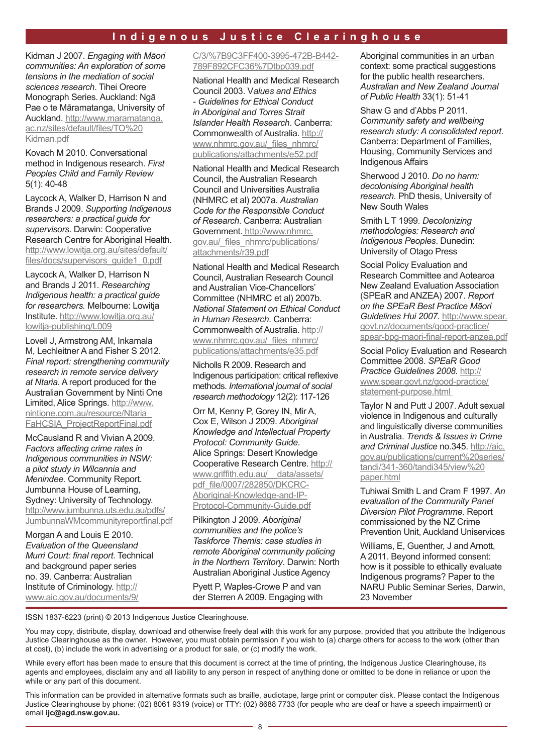Kidman J 2007. *Engaging with Māori communities: An exploration of some tensions in the mediation of social sciences research*. Tihei Oreore Monograph Series. Auckland: Ngā Pae o te Māramatanga, University of Auckland. http://www.maramatanga.ac.nz/sites/default/files/TO%20Kidman.pdf

Kovach M 2010. Conversational method in Indigenous research. *First Peoples Child and Family Review* 5(1): 40-48

Laycock A, Walker D, Harrison N and Brands J 2009. *Supporting Indigenous researchers: a practical guide for supervisors*. Darwin: Cooperative Research Centre for Aboriginal Health. http://www.lowitja.org.au/sites/default/files/docs/supervisors_guide1_0.pdf

Laycock A, Walker D, Harrison N and Brands J 2011. *Researching Indigenous health: a practical guide for researchers.* Melbourne: Lowitja Institute. http://www.lowitja.org.au/lowitja-publishing/L009

Lovell J, Armstrong AM, Inkamala M, Lechleitner A and Fisher S 2012. *Final report: strengthening community research in remote service delivery at Ntaria*. A report produced for the Australian Government by Ninti One Limited, Alice Springs. http://www.nintione.com.au/resource/Ntaria_FaHCSIA_ProjectReportFinal.pdf

McCausland R and Vivian A 2009. *Factors affecting crime rates in Indigenous communities in NSW: a pilot study in Wilcannia and Menindee.* Community Report. Jumbunna House of Learning, Sydney: University of Technology. http://www.jumbunna.uts.edu.au/pdfs/JumbunnaWMcommunityreportfinal.pdf

Morgan A and Louis E 2010. *Evaluation of the Queensland Murri Court: final report*. Technical and background paper series no. 39. Canberra: Australian Institute of Criminology. http://www.aic.gov.au/documents/9/C/3/%7B9C3FF400-3995-472B-B442-789F892CFC36%7Dtbp039.pdf

National Health and Medical Research Council 2003. V*alues and Ethics - Guidelines for Ethical Conduct in Aboriginal and Torres Strait Islander Health Research*. Canberra: Commonwealth of Australia. http://www.nhmrc.gov.au/_files_nhmrc/publications/attachments/e52.pdf

National Health and Medical Research Council, the Australian Research Council and Universities Australia (NHMRC et al) 2007a. *Australian Code for the Responsible Conduct of Research*. Canberra: Australian Government. http://www.nhmrc.gov.au/_files_nhmrc/publications/attachments/r39.pdf

National Health and Medical Research Council, Australian Research Council and Australian Vice-Chancellors' Committee (NHMRC et al) 2007b. *National Statement on Ethical Conduct in Human Research*. Canberra: Commonwealth of Australia. http://www.nhmrc.gov.au/_files_nhmrc/publications/attachments/e35.pdf

Nicholls R 2009. Research and Indigenous participation: critical reflexive methods. *International journal of social research methodology* 12(2): 117-126

Orr M, Kenny P, Gorey IN, Mir A, Cox E, Wilson J 2009. *Aboriginal Knowledge and Intellectual Property Protocol: Community Guide*. Alice Springs: Desert Knowledge Cooperative Research Centre. http://www.griffith.edu.au/__data/assets/pdf_file/0007/282850/DKCRC-Aboriginal-Knowledge-and-IP-Protocol-Community-Guide.pdf

Pilkington J 2009. *Aboriginal communities and the police's Taskforce Themis: case studies in remote Aboriginal community policing in the Northern Territory*. Darwin: North Australian Aboriginal Justice Agency

Pyett P, Waples-Crowe P and van der Sterren A 2009. Engaging with Aboriginal communities in an urban context: some practical suggestions for the public health researchers. *Australian and New Zealand Journal of Public Health* 33(1): 51-41

Shaw G and d'Abbs P 2011. *Community safety and wellbeing research study: A consolidated report.* Canberra: Department of Families, Housing, Community Services and Indigenous Affairs

Sherwood J 2010. *Do no harm: decolonising Aboriginal health research*. PhD thesis, University of New South Wales

Smith L T 1999. *Decolonizing methodologies: Research and Indigenous Peoples*. Dunedin: University of Otago Press

Social Policy Evaluation and Research Committee and Aotearoa New Zealand Evaluation Association (SPEaR and ANZEA) 2007. *Report on the SPEaR Best Practice Māori Guidelines Hui 2007*. http://www.spear.govt.nz/documents/good-practice/spear-bpg-maori-final-report-anzea.pdf

Social Policy Evaluation and Research Committee 2008. *SPEaR Good Practice Guidelines 2008*. http://www.spear.govt.nz/good-practice/statement-purpose.html

Taylor N and Putt J 2007. Adult sexual violence in Indigenous and culturally and linguistically diverse communities in Australia. *Trends & Issues in Crime and Criminal Justice* no.345. http://aic.gov.au/publications/current%20series/tandi/341-360/tandi345/view%20paper.html

Tuhiwai Smith L and Cram F 1997. *An evaluation of the Community Panel Diversion Pilot Programme*. Report commissioned by the NZ Crime Prevention Unit, Auckland Uniservices

Williams, E, Guenther, J and Arnott, A 2011. Beyond informed consent: how is it possible to ethically evaluate Indigenous programs? Paper to the NARU Public Seminar Series, Darwin, 23 November

ISSN 1837-6223 (print) © 2013 Indigenous Justice Clearinghouse.

You may copy, distribute, display, download and otherwise freely deal with this work for any purpose, provided that you attribute the Indigenous Justice Clearinghouse as the owner. However, you must obtain permission if you wish to (a) charge others for access to the work (other than at cost), (b) include the work in advertising or a product for sale, or (c) modify the work.

While every effort has been made to ensure that this document is correct at the time of printing, the Indigenous Justice Clearinghouse, its agents and employees, disclaim any and all liability to any person in respect of anything done or omitted to be done in reliance or upon the while or any part of this document.

This information can be provided in alternative formats such as braille, audiotape, large print or computer disk. Please contact the Indigenous Justice Clearinghouse by phone: (02) 8061 9319 (voice) or TTY: (02) 8688 7733 (for people who are deaf or have a speech impairment) or email **ijc@agd.nsw.gov.au.**